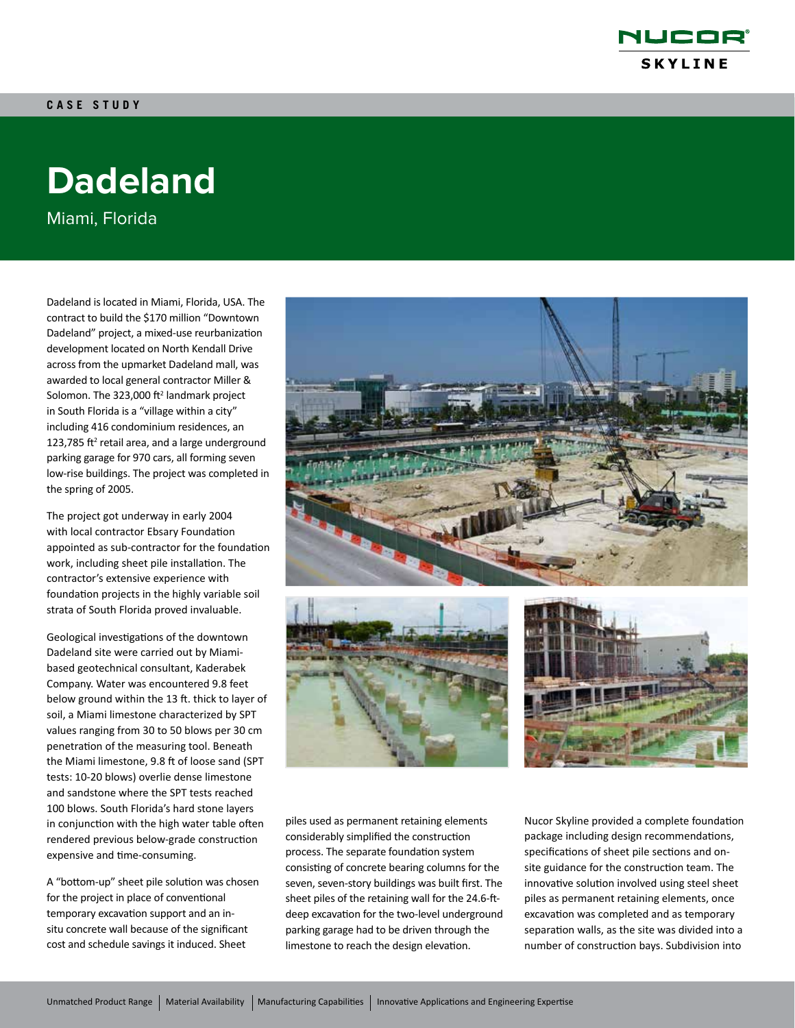CASE STUDY

# Dadeland

Miami, Florida

Dadeland is located in Miami, Florida, USA. The contract to build the $170 million "Downtown Dadeland" project, a mixed-use reurbanization development located on North Kendall Drive across from the upmarket Dadeland mall, was awarded to local general contractor Miller & Solomon. The 323,000 ft$^2$ landmark project in South Florida is a "village within a city" including 416 condominium residences, an 123,785 ft$^2$ retail area, and a large underground parking garage for 970 cars, all forming seven low-rise buildings. The project was completed in the spring of 2005.

The project got underway in early 2004 with local contractor Ebsary Foundation appointed as sub-contractor for the foundation work, including sheet pile installation. The contractor's extensive experience with foundation projects in the highly variable soil strata of South Florida proved invaluable.

Geological investigations of the downtown Dadeland site were carried out by Miami-based geotechnical consultant, Kaderabek Company. Water was encountered 9.8 feet below ground within the 13 ft. thick to layer of soil, a Miami limestone characterized by SPT values ranging from 30 to 50 blows per 30 cm penetration of the measuring tool. Beneath the Miami limestone, 9.8 ft of loose sand (SPT tests: 10-20 blows) overlie dense limestone and sandstone where the SPT tests reached 100 blows. South Florida's hard stone layers in conjunction with the high water table often rendered previous below-grade construction expensive and time-consuming.

A "bottom-up" sheet pile solution was chosen for the project in place of conventional temporary excavation support and an in-situ concrete wall because of the significant cost and schedule savings it induced. Sheet piles used as permanent retaining elements considerably simplified the construction process. The separate foundation system consisting of concrete bearing columns for the seven, seven-story buildings was built first. The sheet piles of the retaining wall for the 24.6-ft-deep excavation for the two-level underground parking garage had to be driven through the limestone to reach the design elevation.

Nucor Skyline provided a complete foundation package including design recommendations, specifications of sheet pile sections and on-site guidance for the construction team. The innovative solution involved using steel sheet piles as permanent retaining elements, once excavation was completed and as temporary separation walls, as the site was divided into a number of construction bays. Subdivision into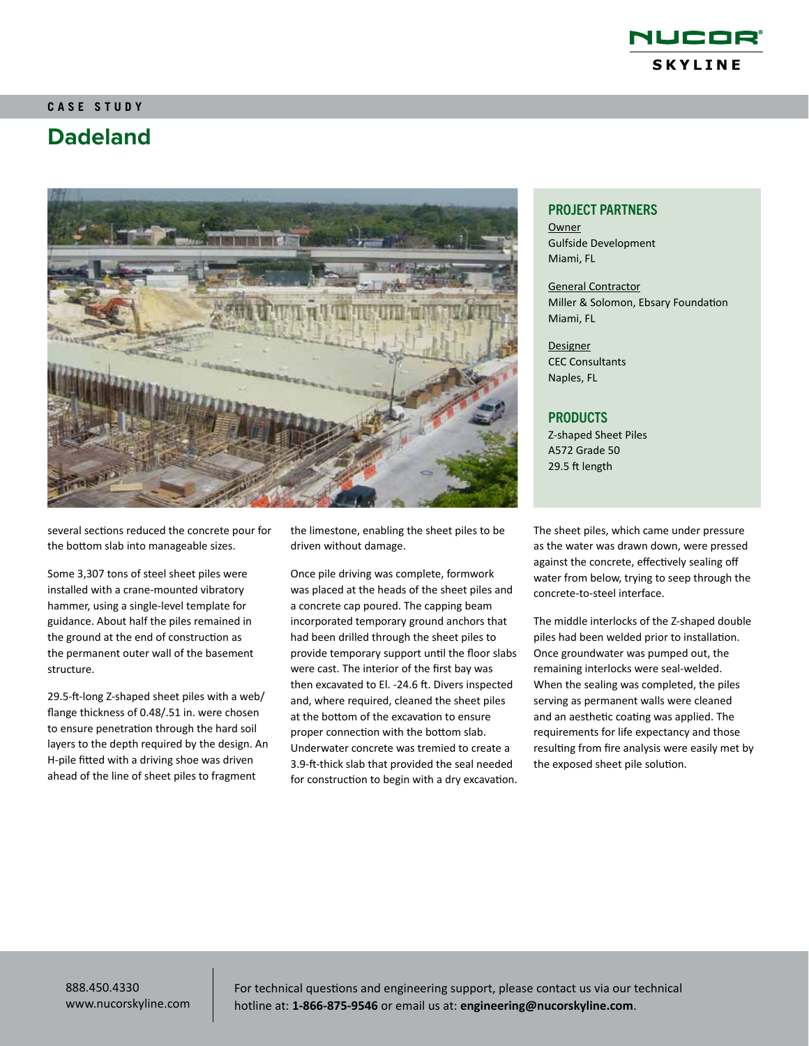# Dadeland

CASE STUDY

## PROJECT PARTNERS

Owner
Gulfside Development
Miami, FL

General Contractor
Miller & Solomon, Ebsary Foundation
Miami, FL

Designer
CEC Consultants
Naples, FL

## PRODUCTS

Z-shaped Sheet Piles
A572 Grade 50
29.5 ft length

several sections reduced the concrete pour for the bottom slab into manageable sizes.

Some 3,307 tons of steel sheet piles were installed with a crane-mounted vibratory hammer, using a single-level template for guidance. About half the piles remained in the ground at the end of construction as the permanent outer wall of the basement structure.

29.5-ft-long Z-shaped sheet piles with a web/flange thickness of 0.48/.51 in. were chosen to ensure penetration through the hard soil layers to the depth required by the design. An H-pile fitted with a driving shoe was driven ahead of the line of sheet piles to fragment the limestone, enabling the sheet piles to be driven without damage.

Once pile driving was complete, formwork was placed at the heads of the sheet piles and a concrete cap poured. The capping beam incorporated temporary ground anchors that had been drilled through the sheet piles to provide temporary support until the floor slabs were cast. The interior of the first bay was then excavated to El. -24.6 ft. Divers inspected and, where required, cleaned the sheet piles at the bottom of the excavation to ensure proper connection with the bottom slab. Underwater concrete was tremied to create a 3.9-ft-thick slab that provided the seal needed for construction to begin with a dry excavation.

The sheet piles, which came under pressure as the water was drawn down, were pressed against the concrete, effectively sealing off water from below, trying to seep through the concrete-to-steel interface.

The middle interlocks of the Z-shaped double piles had been welded prior to installation. Once groundwater was pumped out, the remaining interlocks were seal-welded. When the sealing was completed, the piles serving as permanent walls were cleaned and an aesthetic coating was applied. The requirements for life expectancy and those resulting from fire analysis were easily met by the exposed sheet pile solution.

888.450.4330
www.nucorskyline.com

For technical questions and engineering support, please contact us via our technical hotline at: **1-866-875-9546** or email us at: **engineering@nucorskyline.com**.